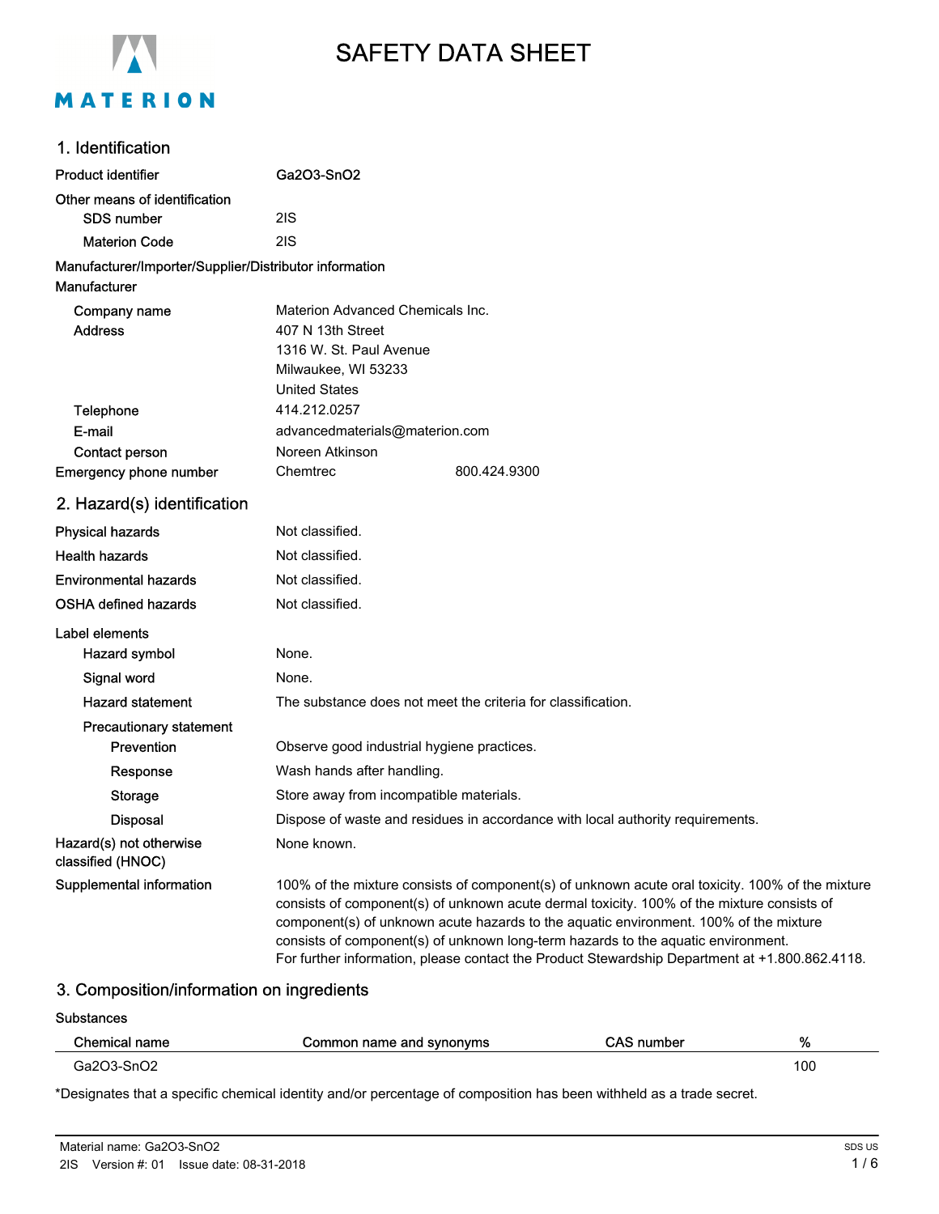# SAFETY DATA SHEET

## 1. Identification

| | |
|---|---|
| **Product identifier** | Ga2O3-SnO2 |
| **Other means of identification** | |
| SDS number | 2IS |
| Materion Code | 2IS |

**Manufacturer/Importer/Supplier/Distributor information**

**Manufacturer**

| | |
|---|---|
| Company name | Materion Advanced Chemicals Inc. |
| Address | 407 N 13th Street<br>1316 W. St. Paul Avenue<br>Milwaukee, WI 53233<br>United States |
| Telephone | 414.212.0257 |
| E-mail | advancedmaterials@materion.com |
| Contact person | Noreen Atkinson |
| **Emergency phone number** | Chemtrec 800.424.9300 |

## 2. Hazard(s) identification

| | |
|---|---|
| **Physical hazards** | Not classified. |
| **Health hazards** | Not classified. |
| **Environmental hazards** | Not classified. |
| **OSHA defined hazards** | Not classified. |

**Label elements**

| | |
|---|---|
| Hazard symbol | None. |
| Signal word | None. |
| Hazard statement | The substance does not meet the criteria for classification. |
| **Precautionary statement** | |
| Prevention | Observe good industrial hygiene practices. |
| Response | Wash hands after handling. |
| Storage | Store away from incompatible materials. |
| Disposal | Dispose of waste and residues in accordance with local authority requirements. |
| **Hazard(s) not otherwise classified (HNOC)** | None known. |
| **Supplemental information** | 100% of the mixture consists of component(s) of unknown acute oral toxicity. 100% of the mixture consists of component(s) of unknown acute dermal toxicity. 100% of the mixture consists of component(s) of unknown acute hazards to the aquatic environment. 100% of the mixture consists of component(s) of unknown long-term hazards to the aquatic environment.<br>For further information, please contact the Product Stewardship Department at +1.800.862.4118. |

## 3. Composition/information on ingredients

**Substances**

| Chemical name | Common name and synonyms | CAS number | % |
|---|---|---|---|
| Ga2O3-SnO2 | | | 100 |

*Designates that a specific chemical identity and/or percentage of composition has been withheld as a trade secret.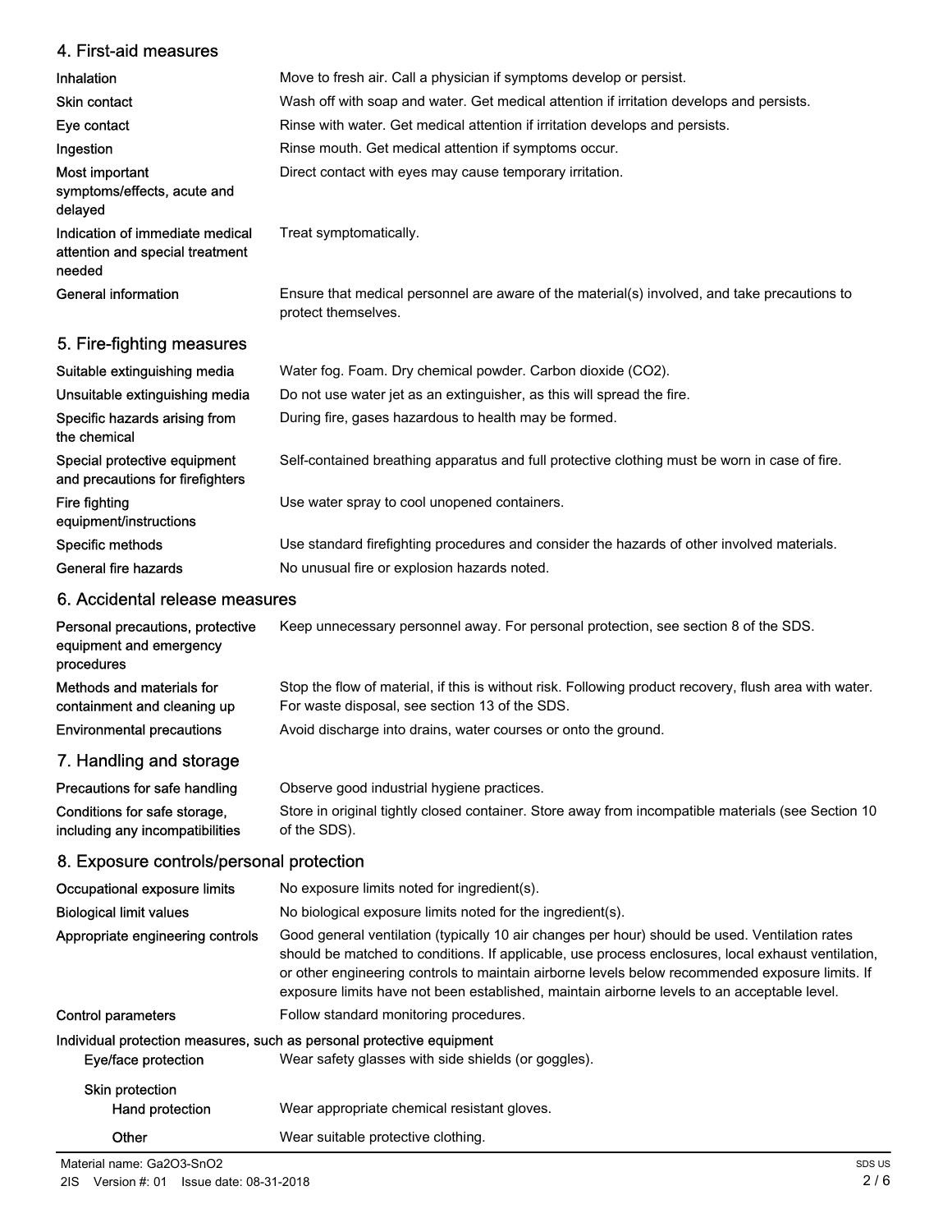## 4. First-aid measures

| | |
|---|---|
| **Inhalation** | Move to fresh air. Call a physician if symptoms develop or persist. |
| **Skin contact** | Wash off with soap and water. Get medical attention if irritation develops and persists. |
| **Eye contact** | Rinse with water. Get medical attention if irritation develops and persists. |
| **Ingestion** | Rinse mouth. Get medical attention if symptoms occur. |
| **Most important symptoms/effects, acute and delayed** | Direct contact with eyes may cause temporary irritation. |
| **Indication of immediate medical attention and special treatment needed** | Treat symptomatically. |
| **General information** | Ensure that medical personnel are aware of the material(s) involved, and take precautions to protect themselves. |

## 5. Fire-fighting measures

| | |
|---|---|
| **Suitable extinguishing media** | Water fog. Foam. Dry chemical powder. Carbon dioxide ($CO_2$). |
| **Unsuitable extinguishing media** | Do not use water jet as an extinguisher, as this will spread the fire. |
| **Specific hazards arising from the chemical** | During fire, gases hazardous to health may be formed. |
| **Special protective equipment and precautions for firefighters** | Self-contained breathing apparatus and full protective clothing must be worn in case of fire. |
| **Fire fighting equipment/instructions** | Use water spray to cool unopened containers. |
| **Specific methods** | Use standard firefighting procedures and consider the hazards of other involved materials. |
| **General fire hazards** | No unusual fire or explosion hazards noted. |

## 6. Accidental release measures

| | |
|---|---|
| **Personal precautions, protective equipment and emergency procedures** | Keep unnecessary personnel away. For personal protection, see section 8 of the SDS. |
| **Methods and materials for containment and cleaning up** | Stop the flow of material, if this is without risk. Following product recovery, flush area with water. For waste disposal, see section 13 of the SDS. |
| **Environmental precautions** | Avoid discharge into drains, water courses or onto the ground. |

## 7. Handling and storage

| | |
|---|---|
| **Precautions for safe handling** | Observe good industrial hygiene practices. |
| **Conditions for safe storage, including any incompatibilities** | Store in original tightly closed container. Store away from incompatible materials (see Section 10 of the SDS). |

## 8. Exposure controls/personal protection

| | |
|---|---|
| **Occupational exposure limits** | No exposure limits noted for ingredient(s). |
| **Biological limit values** | No biological exposure limits noted for the ingredient(s). |
| **Appropriate engineering controls** | Good general ventilation (typically 10 air changes per hour) should be used. Ventilation rates should be matched to conditions. If applicable, use process enclosures, local exhaust ventilation, or other engineering controls to maintain airborne levels below recommended exposure limits. If exposure limits have not been established, maintain airborne levels to an acceptable level. |
| **Control parameters** | Follow standard monitoring procedures. |

**Individual protection measures, such as personal protective equipment**

| | |
|---|---|
| **Eye/face protection** | Wear safety glasses with side shields (or goggles). |
| **Skin protection** | |
| **Hand protection** | Wear appropriate chemical resistant gloves. |
| **Other** | Wear suitable protective clothing. |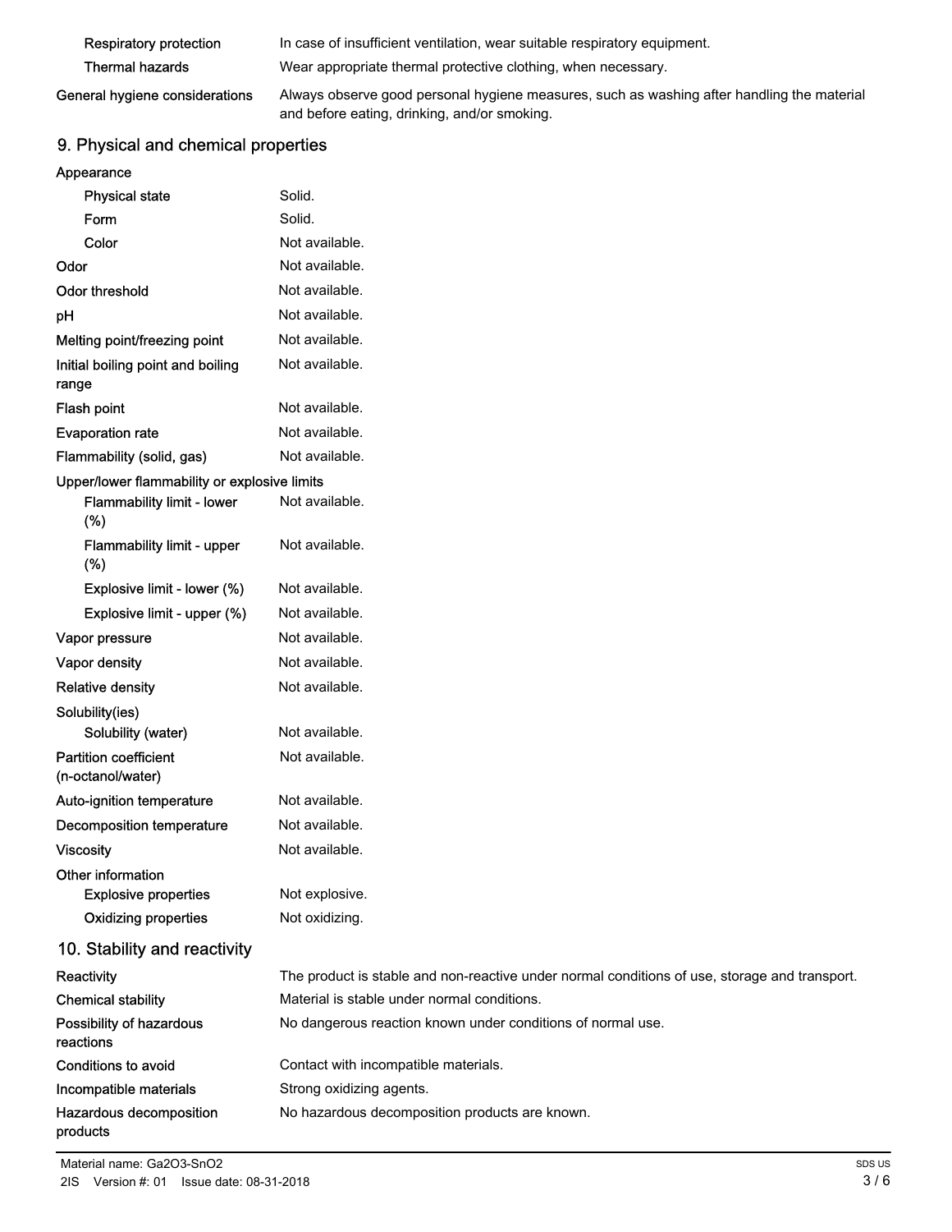| | |
|---|---|
| Respiratory protection | In case of insufficient ventilation, wear suitable respiratory equipment. |
| Thermal hazards | Wear appropriate thermal protective clothing, when necessary. |
| General hygiene considerations | Always observe good personal hygiene measures, such as washing after handling the material and before eating, drinking, and/or smoking. |

## 9. Physical and chemical properties

| | |
|---|---|
| **Appearance** | |
| Physical state | Solid. |
| Form | Solid. |
| Color | Not available. |
| Odor | Not available. |
| Odor threshold | Not available. |
| pH | Not available. |
| Melting point/freezing point | Not available. |
| Initial boiling point and boiling range | Not available. |
| Flash point | Not available. |
| Evaporation rate | Not available. |
| Flammability (solid, gas) | Not available. |
| **Upper/lower flammability or explosive limits** | |
| Flammability limit - lower (%) | Not available. |
| Flammability limit - upper (%) | Not available. |
| Explosive limit - lower (%) | Not available. |
| Explosive limit - upper (%) | Not available. |
| Vapor pressure | Not available. |
| Vapor density | Not available. |
| Relative density | Not available. |
| **Solubility(ies)** | |
| Solubility (water) | Not available. |
| Partition coefficient (n-octanol/water) | Not available. |
| Auto-ignition temperature | Not available. |
| Decomposition temperature | Not available. |
| Viscosity | Not available. |
| **Other information** | |
| Explosive properties | Not explosive. |
| Oxidizing properties | Not oxidizing. |

## 10. Stability and reactivity

| | |
|---|---|
| Reactivity | The product is stable and non-reactive under normal conditions of use, storage and transport. |
| Chemical stability | Material is stable under normal conditions. |
| Possibility of hazardous reactions | No dangerous reaction known under conditions of normal use. |
| Conditions to avoid | Contact with incompatible materials. |
| Incompatible materials | Strong oxidizing agents. |
| Hazardous decomposition products | No hazardous decomposition products are known. |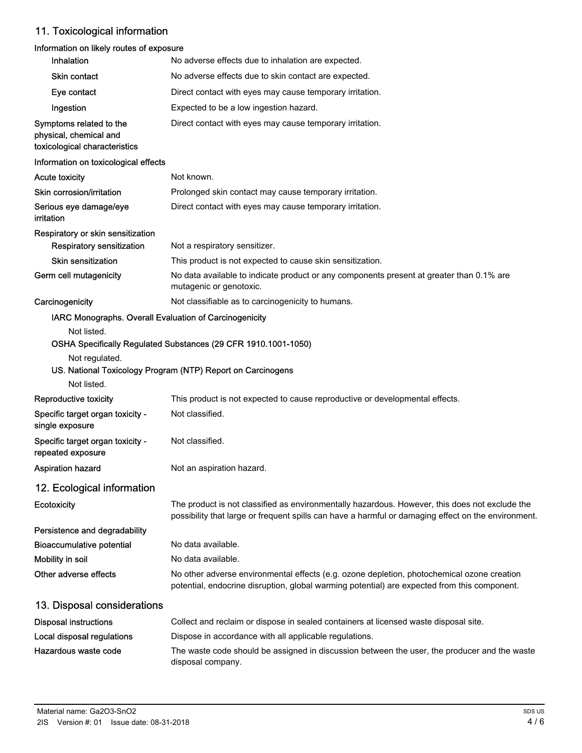## 11. Toxicological information

**Information on likely routes of exposure**

| | |
|---|---|
| **Inhalation** | No adverse effects due to inhalation are expected. |
| **Skin contact** | No adverse effects due to skin contact are expected. |
| **Eye contact** | Direct contact with eyes may cause temporary irritation. |
| **Ingestion** | Expected to be a low ingestion hazard. |
| **Symptoms related to the physical, chemical and toxicological characteristics** | Direct contact with eyes may cause temporary irritation. |

**Information on toxicological effects**

| | |
|---|---|
| **Acute toxicity** | Not known. |
| **Skin corrosion/irritation** | Prolonged skin contact may cause temporary irritation. |
| **Serious eye damage/eye irritation** | Direct contact with eyes may cause temporary irritation. |

**Respiratory or skin sensitization**

| | |
|---|---|
| **Respiratory sensitization** | Not a respiratory sensitizer. |
| **Skin sensitization** | This product is not expected to cause skin sensitization. |
| **Germ cell mutagenicity** | No data available to indicate product or any components present at greater than 0.1% are mutagenic or genotoxic. |
| **Carcinogenicity** | Not classifiable as to carcinogenicity to humans. |

**IARC Monographs. Overall Evaluation of Carcinogenicity**

Not listed.

**OSHA Specifically Regulated Substances (29 CFR 1910.1001-1050)**

Not regulated.

**US. National Toxicology Program (NTP) Report on Carcinogens**

Not listed.

| | |
|---|---|
| **Reproductive toxicity** | This product is not expected to cause reproductive or developmental effects. |
| **Specific target organ toxicity - single exposure** | Not classified. |
| **Specific target organ toxicity - repeated exposure** | Not classified. |
| **Aspiration hazard** | Not an aspiration hazard. |

## 12. Ecological information

| | |
|---|---|
| **Ecotoxicity** | The product is not classified as environmentally hazardous. However, this does not exclude the possibility that large or frequent spills can have a harmful or damaging effect on the environment. |
| **Persistence and degradability** | |
| **Bioaccumulative potential** | No data available. |
| **Mobility in soil** | No data available. |
| **Other adverse effects** | No other adverse environmental effects (e.g. ozone depletion, photochemical ozone creation potential, endocrine disruption, global warming potential) are expected from this component. |

## 13. Disposal considerations

| | |
|---|---|
| **Disposal instructions** | Collect and reclaim or dispose in sealed containers at licensed waste disposal site. |
| **Local disposal regulations** | Dispose in accordance with all applicable regulations. |
| **Hazardous waste code** | The waste code should be assigned in discussion between the user, the producer and the waste disposal company. |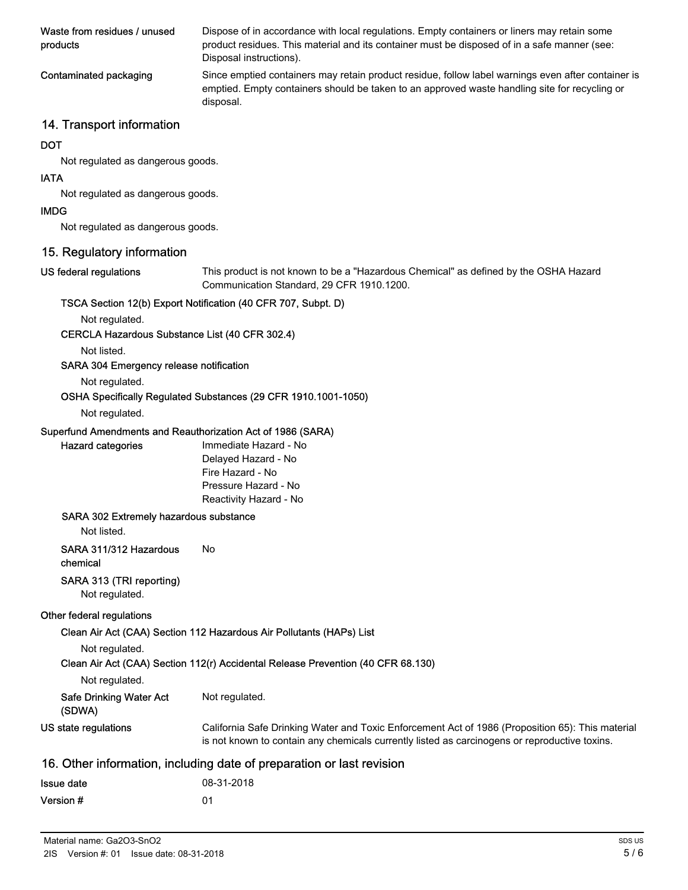**Waste from residues / unused products**
Dispose of in accordance with local regulations. Empty containers or liners may retain some product residues. This material and its container must be disposed of in a safe manner (see: Disposal instructions).

**Contaminated packaging**
Since emptied containers may retain product residue, follow label warnings even after container is emptied. Empty containers should be taken to an approved waste handling site for recycling or disposal.

## 14. Transport information

**DOT**

Not regulated as dangerous goods.

**IATA**

Not regulated as dangerous goods.

**IMDG**

Not regulated as dangerous goods.

## 15. Regulatory information

**US federal regulations**
This product is not known to be a "Hazardous Chemical" as defined by the OSHA Hazard Communication Standard, 29 CFR 1910.1200.

**TSCA Section 12(b) Export Notification (40 CFR 707, Subpt. D)**

Not regulated.

**CERCLA Hazardous Substance List (40 CFR 302.4)**

Not listed.

**SARA 304 Emergency release notification**

Not regulated.

**OSHA Specifically Regulated Substances (29 CFR 1910.1001-1050)**

Not regulated.

**Superfund Amendments and Reauthorization Act of 1986 (SARA)**

**Hazard categories**
Immediate Hazard - No
Delayed Hazard - No
Fire Hazard - No
Pressure Hazard - No
Reactivity Hazard - No

**SARA 302 Extremely hazardous substance**

Not listed.

**SARA 311/312 Hazardous chemical**
No

**SARA 313 (TRI reporting)**

Not regulated.

**Other federal regulations**

**Clean Air Act (CAA) Section 112 Hazardous Air Pollutants (HAPs) List**

Not regulated.

**Clean Air Act (CAA) Section 112(r) Accidental Release Prevention (40 CFR 68.130)**

Not regulated.

**Safe Drinking Water Act (SDWA)**
Not regulated.

**US state regulations**
California Safe Drinking Water and Toxic Enforcement Act of 1986 (Proposition 65): This material is not known to contain any chemicals currently listed as carcinogens or reproductive toxins.

## 16. Other information, including date of preparation or last revision

**Issue date**
08-31-2018

**Version #**
01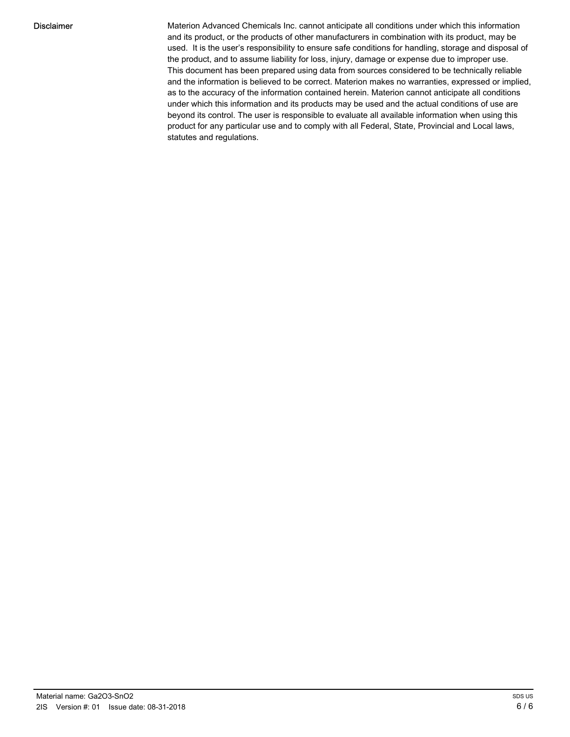**Disclaimer**

Materion Advanced Chemicals Inc. cannot anticipate all conditions under which this information and its product, or the products of other manufacturers in combination with its product, may be used. It is the user's responsibility to ensure safe conditions for handling, storage and disposal of the product, and to assume liability for loss, injury, damage or expense due to improper use. This document has been prepared using data from sources considered to be technically reliable and the information is believed to be correct. Materion makes no warranties, expressed or implied, as to the accuracy of the information contained herein. Materion cannot anticipate all conditions under which this information and its products may be used and the actual conditions of use are beyond its control. The user is responsible to evaluate all available information when using this product for any particular use and to comply with all Federal, State, Provincial and Local laws, statutes and regulations.